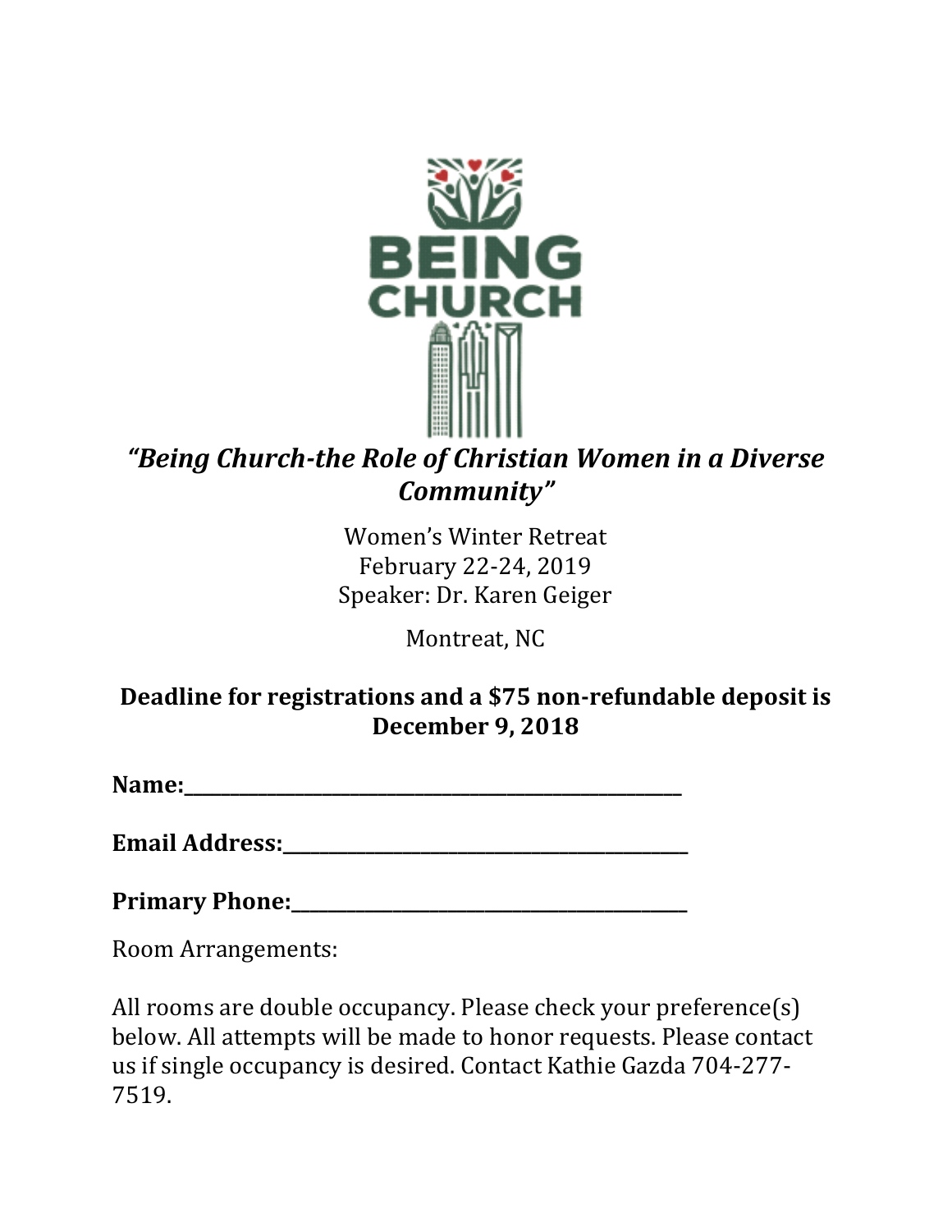# BEING CHURCH

***"Being Church-the Role of Christian Women in a Diverse Community"***

Women's Winter Retreat
February 22-24, 2019
Speaker: Dr. Karen Geiger

Montreat, NC

**Deadline for registrations and a $75 non-refundable deposit is December 9, 2018**

**Name:**_______________________________________________

**Email Address:**________________________________________

**Primary Phone:**_______________________________________

Room Arrangements:

All rooms are double occupancy. Please check your preference(s) below. All attempts will be made to honor requests. Please contact us if single occupancy is desired. Contact Kathie Gazda 704-277-7519.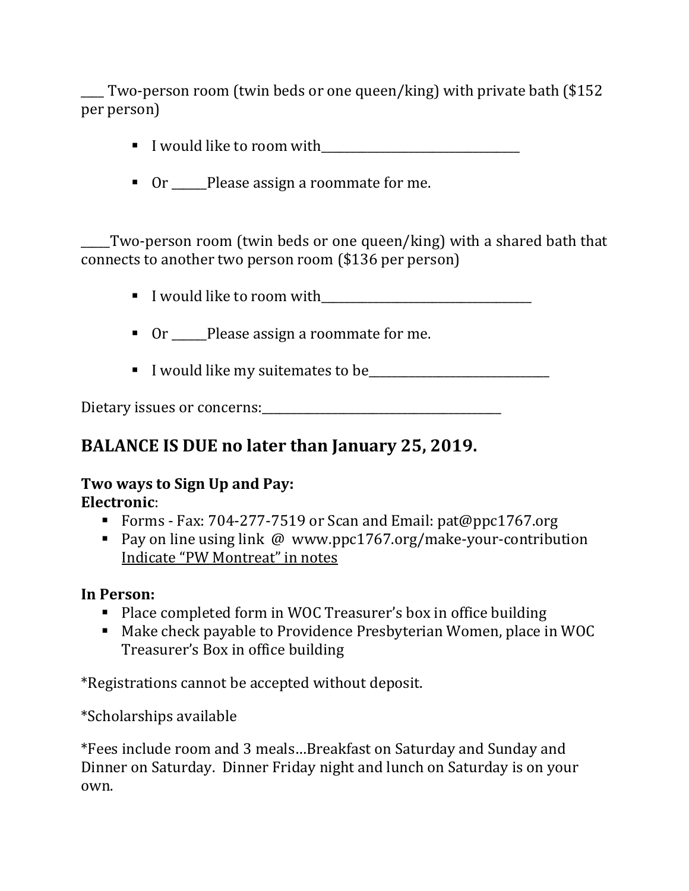____ Two-person room (twin beds or one queen/king) with private bath ($152 per person)

- I would like to room with_________________________________
- Or ______Please assign a roommate for me.

_____Two-person room (twin beds or one queen/king) with a shared bath that connects to another two person room ($136 per person)

- I would like to room with__________________________________
- Or ______Please assign a roommate for me.
- I would like my suitemates to be_____________________________

Dietary issues or concerns:________________________________________

## BALANCE IS DUE no later than January 25, 2019.

**Two ways to Sign Up and Pay:**
**Electronic**:

- Forms - Fax: 704-277-7519 or Scan and Email: pat@ppc1767.org
- Pay on line using link @ www.ppc1767.org/make-your-contribution <u>Indicate "PW Montreat" in notes</u>

**In Person:**

- Place completed form in WOC Treasurer's box in office building
- Make check payable to Providence Presbyterian Women, place in WOC Treasurer's Box in office building

*Registrations cannot be accepted without deposit.

*Scholarships available

*Fees include room and 3 meals…Breakfast on Saturday and Sunday and Dinner on Saturday. Dinner Friday night and lunch on Saturday is on your own.